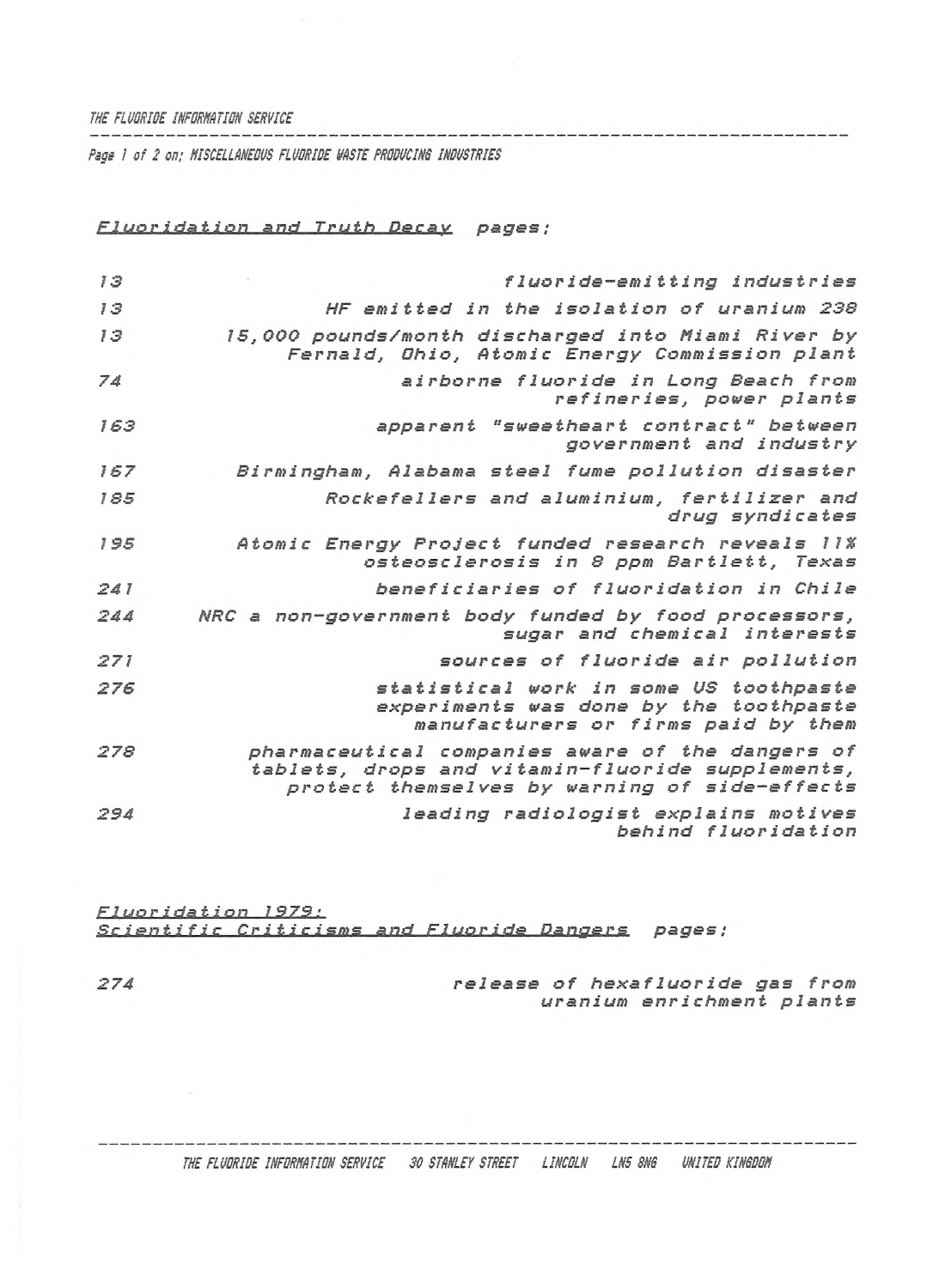Page 1 of 2 on; MISCELLANEOUS FLUORIDE WASTE PRODUCING INDUSTRIES

*Fluoridation and Truth Decay* pages:

| | |
|---|---|
| 13 | fluoride-emitting industries |
| 13 | HF emitted in the isolation of uranium 238 |
| 13 | 15,000 pounds/month discharged into Miami River by Fernald, Ohio, Atomic Energy Commission plant |
| 74 | airborne fluoride in Long Beach from refineries, power plants |
| 163 | apparent "sweetheart contract" between government and industry |
| 167 | Birmingham, Alabama steel fume pollution disaster |
| 185 | Rockefellers and aluminium, fertilizer and drug syndicates |
| 195 | Atomic Energy Project funded research reveals 11% osteosclerosis in 8 ppm Bartlett, Texas |
| 241 | beneficiaries of fluoridation in Chile |
| 244 | NRC a non-government body funded by food processors, sugar and chemical interests |
| 271 | sources of fluoride air pollution |
| 276 | statistical work in some US toothpaste experiments was done by the toothpaste manufacturers or firms paid by them |
| 278 | pharmaceutical companies aware of the dangers of tablets, drops and vitamin-fluoride supplements, protect themselves by warning of side-effects |
| 294 | leading radiologist explains motives behind fluoridation |

*Fluoridation 1979: Scientific Criticisms and Fluoride Dangers* pages:

| | |
|---|---|
| 274 | release of hexafluoride gas from uranium enrichment plants |

THE FLUORIDE INFORMATION SERVICE 30 STANLEY STREET LINCOLN LN5 8NG UNITED KINGDOM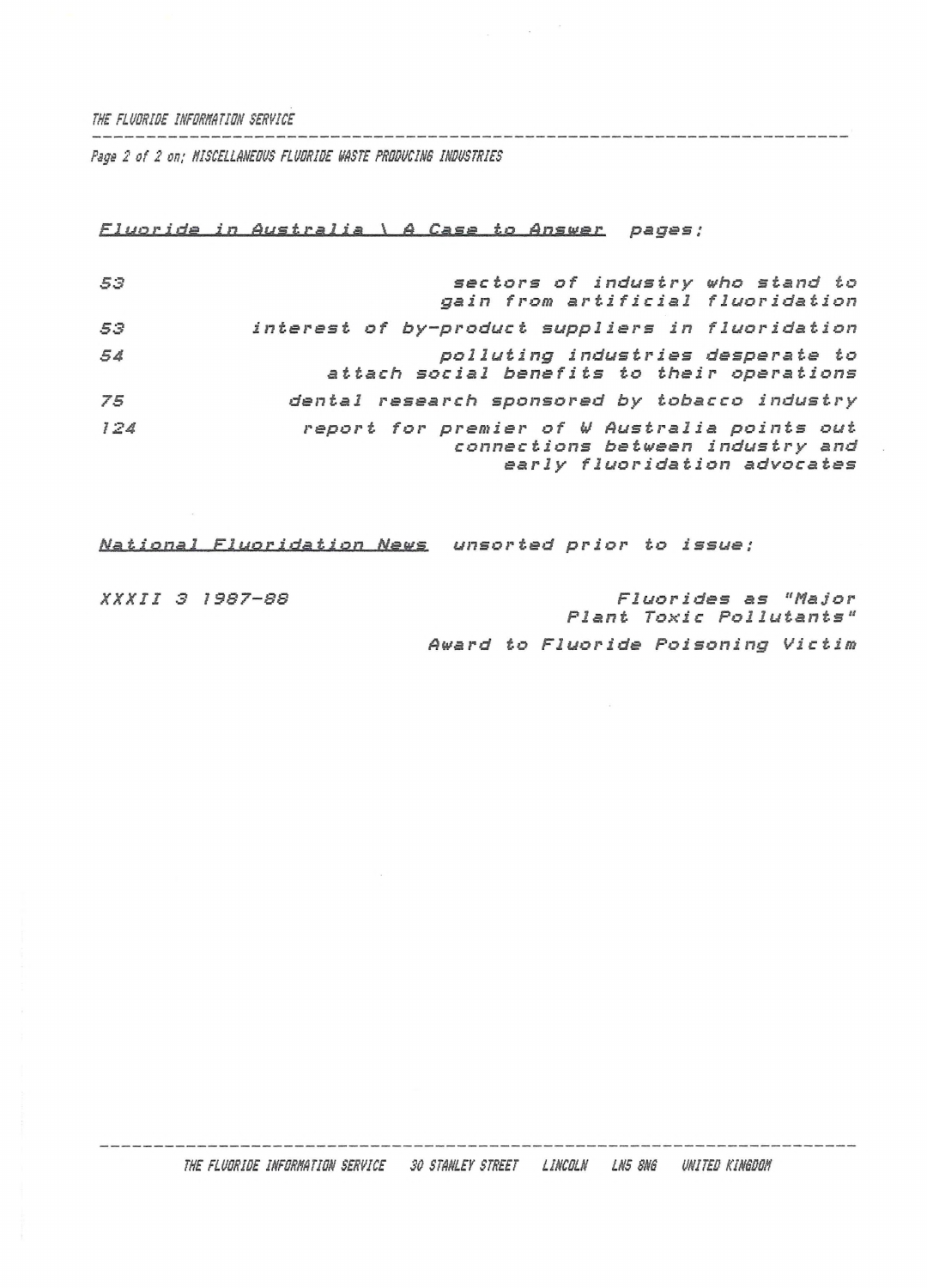*Fluoride in Australia \ A Case to Answer* pages;

| | |
|---|---|
| 53 | sectors of industry who stand to gain from artificial fluoridation |
| 53 | interest of by-product suppliers in fluoridation |
| 54 | polluting industries desperate to attach social benefits to their operations |
| 75 | dental research sponsored by tobacco industry |
| 124 | report for premier of W Australia points out connections between industry and early fluoridation advocates |

*National Fluoridation News* unsorted prior to issue;

| | |
|---|---|
| XXXII 3 1987-88 | Fluorides as "Major Plant Toxic Pollutants" |
| | Award to Fluoride Poisoning Victim |